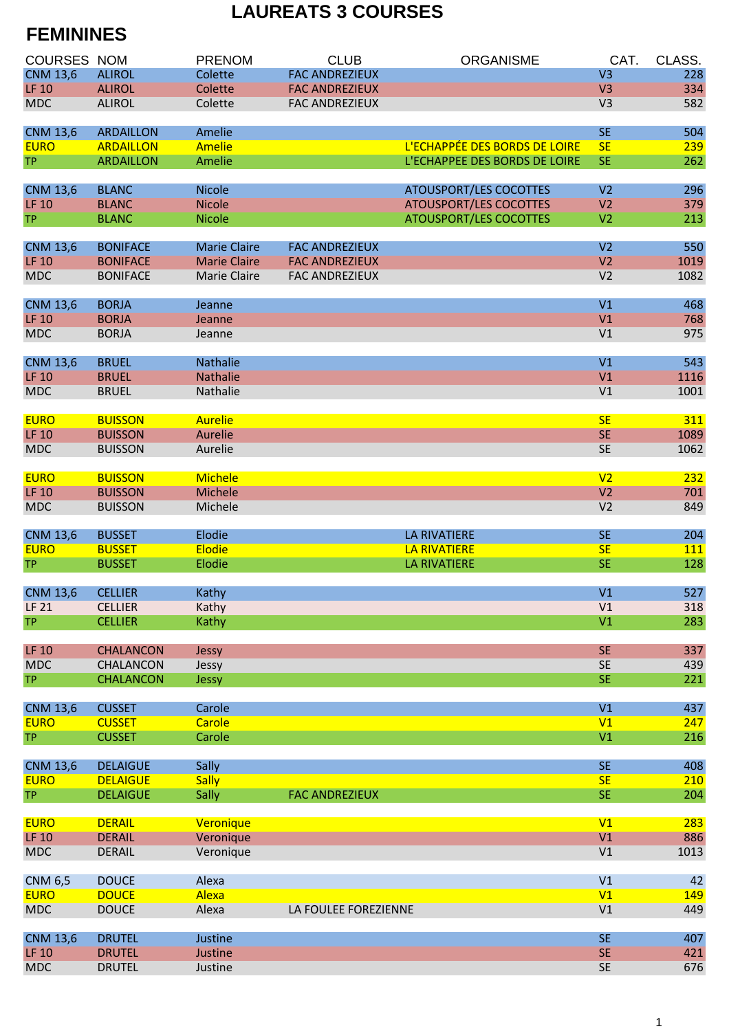# LAUREATS 3 COURSES

## FEMININES

| COURSES | NOM | PRENOM | CLUB | ORGANISME | CAT. | CLASS. |
|---|---|---|---|---|---|---|
| CNM 13,6 | ALIROL | Colette | FAC ANDREZIEUX | | V3 | 228 |
| LF 10 | ALIROL | Colette | FAC ANDREZIEUX | | V3 | 334 |
| MDC | ALIROL | Colette | FAC ANDREZIEUX | | V3 | 582 |
| | | | | | | |
| CNM 13,6 | ARDAILLON | Amelie | | | SE | 504 |
| EURO | ARDAILLON | Amelie | | L'ECHAPPÉE DES BORDS DE LOIRE | SE | 239 |
| TP | ARDAILLON | Amelie | | L'ECHAPPEE DES BORDS DE LOIRE | SE | 262 |
| | | | | | | |
| CNM 13,6 | BLANC | Nicole | | ATOUSPORT/LES COCOTTES | V2 | 296 |
| LF 10 | BLANC | Nicole | | ATOUSPORT/LES COCOTTES | V2 | 379 |
| TP | BLANC | Nicole | | ATOUSPORT/LES COCOTTES | V2 | 213 |
| | | | | | | |
| CNM 13,6 | BONIFACE | Marie Claire | FAC ANDREZIEUX | | V2 | 550 |
| LF 10 | BONIFACE | Marie Claire | FAC ANDREZIEUX | | V2 | 1019 |
| MDC | BONIFACE | Marie Claire | FAC ANDREZIEUX | | V2 | 1082 |
| | | | | | | |
| CNM 13,6 | BORJA | Jeanne | | | V1 | 468 |
| LF 10 | BORJA | Jeanne | | | V1 | 768 |
| MDC | BORJA | Jeanne | | | V1 | 975 |
| | | | | | | |
| CNM 13,6 | BRUEL | Nathalie | | | V1 | 543 |
| LF 10 | BRUEL | Nathalie | | | V1 | 1116 |
| MDC | BRUEL | Nathalie | | | V1 | 1001 |
| | | | | | | |
| EURO | BUISSON | Aurelie | | | SE | 311 |
| LF 10 | BUISSON | Aurelie | | | SE | 1089 |
| MDC | BUISSON | Aurelie | | | SE | 1062 |
| | | | | | | |
| EURO | BUISSON | Michele | | | V2 | 232 |
| LF 10 | BUISSON | Michele | | | V2 | 701 |
| MDC | BUISSON | Michele | | | V2 | 849 |
| | | | | | | |
| CNM 13,6 | BUSSET | Elodie | | LA RIVATIERE | SE | 204 |
| EURO | BUSSET | Elodie | | LA RIVATIERE | SE | 111 |
| TP | BUSSET | Elodie | | LA RIVATIERE | SE | 128 |
| | | | | | | |
| CNM 13,6 | CELLIER | Kathy | | | V1 | 527 |
| LF 21 | CELLIER | Kathy | | | V1 | 318 |
| TP | CELLIER | Kathy | | | V1 | 283 |
| | | | | | | |
| LF 10 | CHALANCON | Jessy | | | SE | 337 |
| MDC | CHALANCON | Jessy | | | SE | 439 |
| TP | CHALANCON | Jessy | | | SE | 221 |
| | | | | | | |
| CNM 13,6 | CUSSET | Carole | | | V1 | 437 |
| EURO | CUSSET | Carole | | | V1 | 247 |
| TP | CUSSET | Carole | | | V1 | 216 |
| | | | | | | |
| CNM 13,6 | DELAIGUE | Sally | | | SE | 408 |
| EURO | DELAIGUE | Sally | | | SE | 210 |
| TP | DELAIGUE | Sally | FAC ANDREZIEUX | | SE | 204 |
| | | | | | | |
| EURO | DERAIL | Veronique | | | V1 | 283 |
| LF 10 | DERAIL | Veronique | | | V1 | 886 |
| MDC | DERAIL | Veronique | | | V1 | 1013 |
| | | | | | | |
| CNM 6,5 | DOUCE | Alexa | | | V1 | 42 |
| EURO | DOUCE | Alexa | | | V1 | 149 |
| MDC | DOUCE | Alexa | LA FOULEE FOREZIENNE | | V1 | 449 |
| | | | | | | |
| CNM 13,6 | DRUTEL | Justine | | | SE | 407 |
| LF 10 | DRUTEL | Justine | | | SE | 421 |
| MDC | DRUTEL | Justine | | | SE | 676 |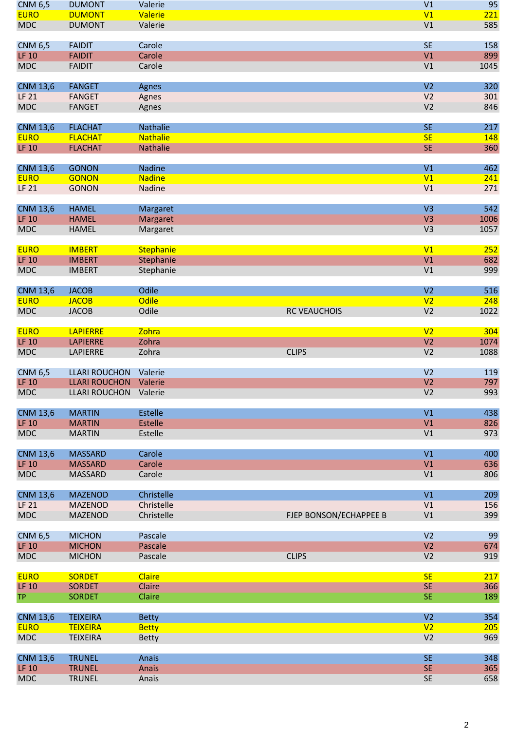| | | | | | |
|---|---|---|---|---|---|
| CNM 6,5 | DUMONT | Valerie | | V1 | 95 |
| EURO | DUMONT | Valerie | | V1 | 221 |
| MDC | DUMONT | Valerie | | V1 | 585 |
| | | | | | |
| CNM 6,5 | FAIDIT | Carole | | SE | 158 |
| LF 10 | FAIDIT | Carole | | V1 | 899 |
| MDC | FAIDIT | Carole | | V1 | 1045 |
| | | | | | |
| CNM 13,6 | FANGET | Agnes | | V2 | 320 |
| LF 21 | FANGET | Agnes | | V2 | 301 |
| MDC | FANGET | Agnes | | V2 | 846 |
| | | | | | |
| CNM 13,6 | FLACHAT | Nathalie | | SE | 217 |
| EURO | FLACHAT | Nathalie | | SE | 148 |
| LF 10 | FLACHAT | Nathalie | | SE | 360 |
| | | | | | |
| CNM 13,6 | GONON | Nadine | | V1 | 462 |
| EURO | GONON | Nadine | | V1 | 241 |
| LF 21 | GONON | Nadine | | V1 | 271 |
| | | | | | |
| CNM 13,6 | HAMEL | Margaret | | V3 | 542 |
| LF 10 | HAMEL | Margaret | | V3 | 1006 |
| MDC | HAMEL | Margaret | | V3 | 1057 |
| | | | | | |
| EURO | IMBERT | Stephanie | | V1 | 252 |
| LF 10 | IMBERT | Stephanie | | V1 | 682 |
| MDC | IMBERT | Stephanie | | V1 | 999 |
| | | | | | |
| CNM 13,6 | JACOB | Odile | | V2 | 516 |
| EURO | JACOB | Odile | | V2 | 248 |
| MDC | JACOB | Odile | RC VEAUCHOIS | V2 | 1022 |
| | | | | | |
| EURO | LAPIERRE | Zohra | | V2 | 304 |
| LF 10 | LAPIERRE | Zohra | | V2 | 1074 |
| MDC | LAPIERRE | Zohra | CLIPS | V2 | 1088 |
| | | | | | |
| CNM 6,5 | LLARI ROUCHON | Valerie | | V2 | 119 |
| LF 10 | LLARI ROUCHON | Valerie | | V2 | 797 |
| MDC | LLARI ROUCHON | Valerie | | V2 | 993 |
| | | | | | |
| CNM 13,6 | MARTIN | Estelle | | V1 | 438 |
| LF 10 | MARTIN | Estelle | | V1 | 826 |
| MDC | MARTIN | Estelle | | V1 | 973 |
| | | | | | |
| CNM 13,6 | MASSARD | Carole | | V1 | 400 |
| LF 10 | MASSARD | Carole | | V1 | 636 |
| MDC | MASSARD | Carole | | V1 | 806 |
| | | | | | |
| CNM 13,6 | MAZENOD | Christelle | | V1 | 209 |
| LF 21 | MAZENOD | Christelle | | V1 | 156 |
| MDC | MAZENOD | Christelle | FJEP BONSON/ECHAPPEE B | V1 | 399 |
| | | | | | |
| CNM 6,5 | MICHON | Pascale | | V2 | 99 |
| LF 10 | MICHON | Pascale | | V2 | 674 |
| MDC | MICHON | Pascale | CLIPS | V2 | 919 |
| | | | | | |
| EURO | SORDET | Claire | | SE | 217 |
| LF 10 | SORDET | Claire | | SE | 366 |
| TP | SORDET | Claire | | SE | 189 |
| | | | | | |
| CNM 13,6 | TEIXEIRA | Betty | | V2 | 354 |
| EURO | TEIXEIRA | Betty | | V2 | 205 |
| MDC | TEIXEIRA | Betty | | V2 | 969 |
| | | | | | |
| CNM 13,6 | TRUNEL | Anais | | SE | 348 |
| LF 10 | TRUNEL | Anais | | SE | 365 |
| MDC | TRUNEL | Anais | | SE | 658 |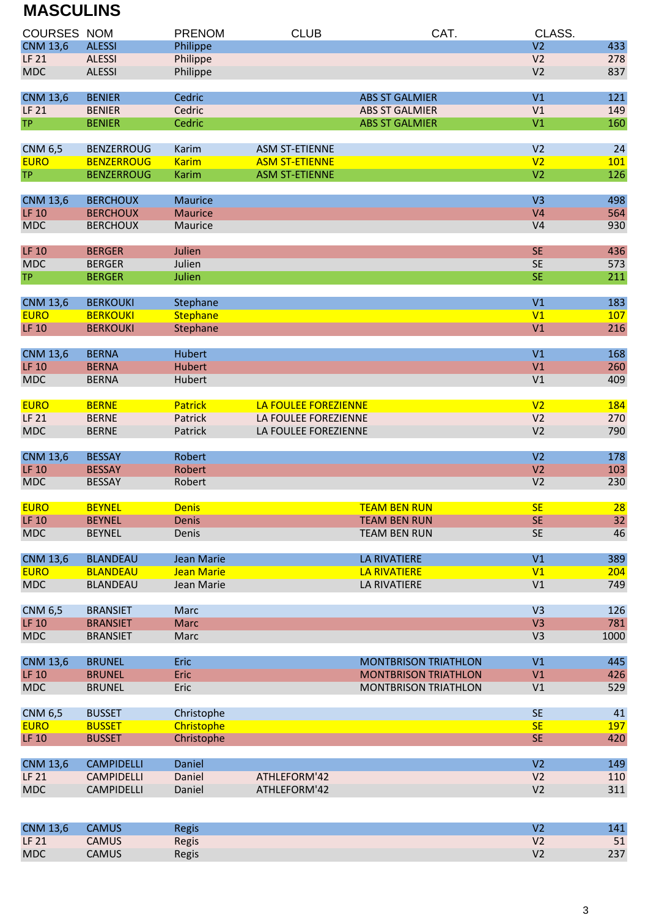# MASCULINS

| COURSES | NOM | PRENOM | CLUB | CAT. | CLASS. |
|---|---|---|---|---|---|
| CNM 13,6 | ALESSI | Philippe | | V2 | 433 |
| LF 21 | ALESSI | Philippe | | V2 | 278 |
| MDC | ALESSI | Philippe | | V2 | 837 |
| | | | | | |
| CNM 13,6 | BENIER | Cedric | ABS ST GALMIER | V1 | 121 |
| LF 21 | BENIER | Cedric | ABS ST GALMIER | V1 | 149 |
| TP | BENIER | Cedric | ABS ST GALMIER | V1 | 160 |
| | | | | | |
| CNM 6,5 | BENZERROUG | Karim | ASM ST-ETIENNE | V2 | 24 |
| EURO | BENZERROUG | Karim | ASM ST-ETIENNE | V2 | 101 |
| TP | BENZERROUG | Karim | ASM ST-ETIENNE | V2 | 126 |
| | | | | | |
| CNM 13,6 | BERCHOUX | Maurice | | V3 | 498 |
| LF 10 | BERCHOUX | Maurice | | V4 | 564 |
| MDC | BERCHOUX | Maurice | | V4 | 930 |
| | | | | | |
| LF 10 | BERGER | Julien | | SE | 436 |
| MDC | BERGER | Julien | | SE | 573 |
| TP | BERGER | Julien | | SE | 211 |
| | | | | | |
| CNM 13,6 | BERKOUKI | Stephane | | V1 | 183 |
| EURO | BERKOUKI | Stephane | | V1 | 107 |
| LF 10 | BERKOUKI | Stephane | | V1 | 216 |
| | | | | | |
| CNM 13,6 | BERNA | Hubert | | V1 | 168 |
| LF 10 | BERNA | Hubert | | V1 | 260 |
| MDC | BERNA | Hubert | | V1 | 409 |
| | | | | | |
| EURO | BERNE | Patrick | LA FOULEE FOREZIENNE | V2 | 184 |
| LF 21 | BERNE | Patrick | LA FOULEE FOREZIENNE | V2 | 270 |
| MDC | BERNE | Patrick | LA FOULEE FOREZIENNE | V2 | 790 |
| | | | | | |
| CNM 13,6 | BESSAY | Robert | | V2 | 178 |
| LF 10 | BESSAY | Robert | | V2 | 103 |
| MDC | BESSAY | Robert | | V2 | 230 |
| | | | | | |
| EURO | BEYNEL | Denis | TEAM BEN RUN | SE | 28 |
| LF 10 | BEYNEL | Denis | TEAM BEN RUN | SE | 32 |
| MDC | BEYNEL | Denis | TEAM BEN RUN | SE | 46 |
| | | | | | |
| CNM 13,6 | BLANDEAU | Jean Marie | LA RIVATIERE | V1 | 389 |
| EURO | BLANDEAU | Jean Marie | LA RIVATIERE | V1 | 204 |
| MDC | BLANDEAU | Jean Marie | LA RIVATIERE | V1 | 749 |
| | | | | | |
| CNM 6,5 | BRANSIET | Marc | | V3 | 126 |
| LF 10 | BRANSIET | Marc | | V3 | 781 |
| MDC | BRANSIET | Marc | | V3 | 1000 |
| | | | | | |
| CNM 13,6 | BRUNEL | Eric | MONTBRISON TRIATHLON | V1 | 445 |
| LF 10 | BRUNEL | Eric | MONTBRISON TRIATHLON | V1 | 426 |
| MDC | BRUNEL | Eric | MONTBRISON TRIATHLON | V1 | 529 |
| | | | | | |
| CNM 6,5 | BUSSET | Christophe | | SE | 41 |
| EURO | BUSSET | Christophe | | SE | 197 |
| LF 10 | BUSSET | Christophe | | SE | 420 |
| | | | | | |
| CNM 13,6 | CAMPIDELLI | Daniel | | V2 | 149 |
| LF 21 | CAMPIDELLI | Daniel | ATHLEFORM'42 | V2 | 110 |
| MDC | CAMPIDELLI | Daniel | ATHLEFORM'42 | V2 | 311 |
| | | | | | |
| CNM 13,6 | CAMUS | Regis | | V2 | 141 |
| LF 21 | CAMUS | Regis | | V2 | 51 |
| MDC | CAMUS | Regis | | V2 | 237 |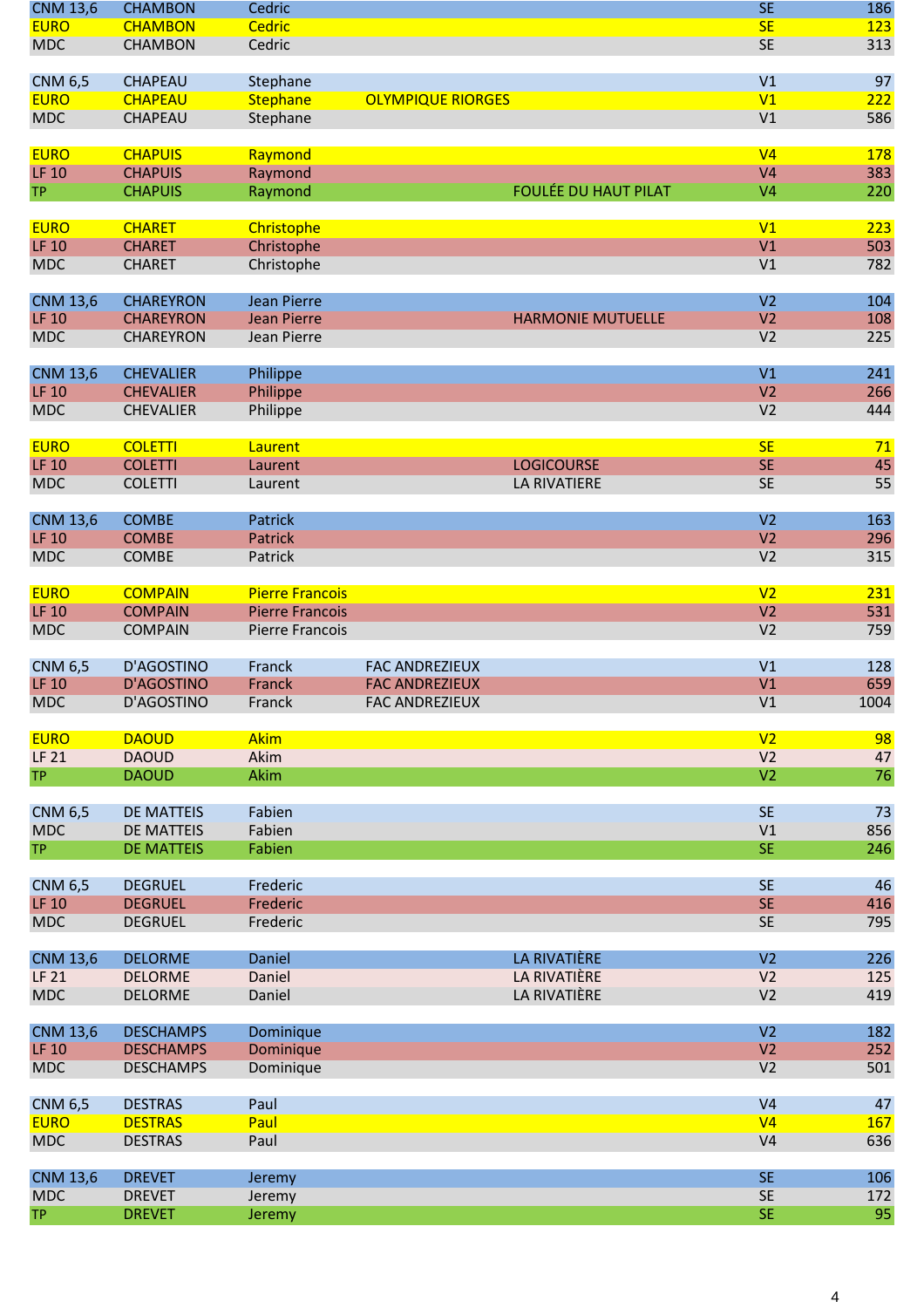| | | | | | | |
|---|---|---|---|---|---|---|
| CNM 13,6 | CHAMBON | Cedric | | | SE | 186 |
| EURO | CHAMBON | Cedric | | | SE | 123 |
| MDC | CHAMBON | Cedric | | | SE | 313 |
| | | | | | | |
| CNM 6,5 | CHAPEAU | Stephane | | | V1 | 97 |
| EURO | CHAPEAU | Stephane | OLYMPIQUE RIORGES | | V1 | 222 |
| MDC | CHAPEAU | Stephane | | | V1 | 586 |
| | | | | | | |
| EURO | CHAPUIS | Raymond | | | V4 | 178 |
| LF 10 | CHAPUIS | Raymond | | | V4 | 383 |
| TP | CHAPUIS | Raymond | | FOULÉE DU HAUT PILAT | V4 | 220 |
| | | | | | | |
| EURO | CHARET | Christophe | | | V1 | 223 |
| LF 10 | CHARET | Christophe | | | V1 | 503 |
| MDC | CHARET | Christophe | | | V1 | 782 |
| | | | | | | |
| CNM 13,6 | CHAREYRON | Jean Pierre | | | V2 | 104 |
| LF 10 | CHAREYRON | Jean Pierre | | HARMONIE MUTUELLE | V2 | 108 |
| MDC | CHAREYRON | Jean Pierre | | | V2 | 225 |
| | | | | | | |
| CNM 13,6 | CHEVALIER | Philippe | | | V1 | 241 |
| LF 10 | CHEVALIER | Philippe | | | V2 | 266 |
| MDC | CHEVALIER | Philippe | | | V2 | 444 |
| | | | | | | |
| EURO | COLETTI | Laurent | | | SE | 71 |
| LF 10 | COLETTI | Laurent | | LOGICOURSE | SE | 45 |
| MDC | COLETTI | Laurent | | LA RIVATIERE | SE | 55 |
| | | | | | | |
| CNM 13,6 | COMBE | Patrick | | | V2 | 163 |
| LF 10 | COMBE | Patrick | | | V2 | 296 |
| MDC | COMBE | Patrick | | | V2 | 315 |
| | | | | | | |
| EURO | COMPAIN | Pierre Francois | | | V2 | 231 |
| LF 10 | COMPAIN | Pierre Francois | | | V2 | 531 |
| MDC | COMPAIN | Pierre Francois | | | V2 | 759 |
| | | | | | | |
| CNM 6,5 | D'AGOSTINO | Franck | FAC ANDREZIEUX | | V1 | 128 |
| LF 10 | D'AGOSTINO | Franck | FAC ANDREZIEUX | | V1 | 659 |
| MDC | D'AGOSTINO | Franck | FAC ANDREZIEUX | | V1 | 1004 |
| | | | | | | |
| EURO | DAOUD | Akim | | | V2 | 98 |
| LF 21 | DAOUD | Akim | | | V2 | 47 |
| TP | DAOUD | Akim | | | V2 | 76 |
| | | | | | | |
| CNM 6,5 | DE MATTEIS | Fabien | | | SE | 73 |
| MDC | DE MATTEIS | Fabien | | | V1 | 856 |
| TP | DE MATTEIS | Fabien | | | SE | 246 |
| | | | | | | |
| CNM 6,5 | DEGRUEL | Frederic | | | SE | 46 |
| LF 10 | DEGRUEL | Frederic | | | SE | 416 |
| MDC | DEGRUEL | Frederic | | | SE | 795 |
| | | | | | | |
| CNM 13,6 | DELORME | Daniel | | LA RIVATIÈRE | V2 | 226 |
| LF 21 | DELORME | Daniel | | LA RIVATIÈRE | V2 | 125 |
| MDC | DELORME | Daniel | | LA RIVATIÈRE | V2 | 419 |
| | | | | | | |
| CNM 13,6 | DESCHAMPS | Dominique | | | V2 | 182 |
| LF 10 | DESCHAMPS | Dominique | | | V2 | 252 |
| MDC | DESCHAMPS | Dominique | | | V2 | 501 |
| | | | | | | |
| CNM 6,5 | DESTRAS | Paul | | | V4 | 47 |
| EURO | DESTRAS | Paul | | | V4 | 167 |
| MDC | DESTRAS | Paul | | | V4 | 636 |
| | | | | | | |
| CNM 13,6 | DREVET | Jeremy | | | SE | 106 |
| MDC | DREVET | Jeremy | | | SE | 172 |
| TP | DREVET | Jeremy | | | SE | 95 |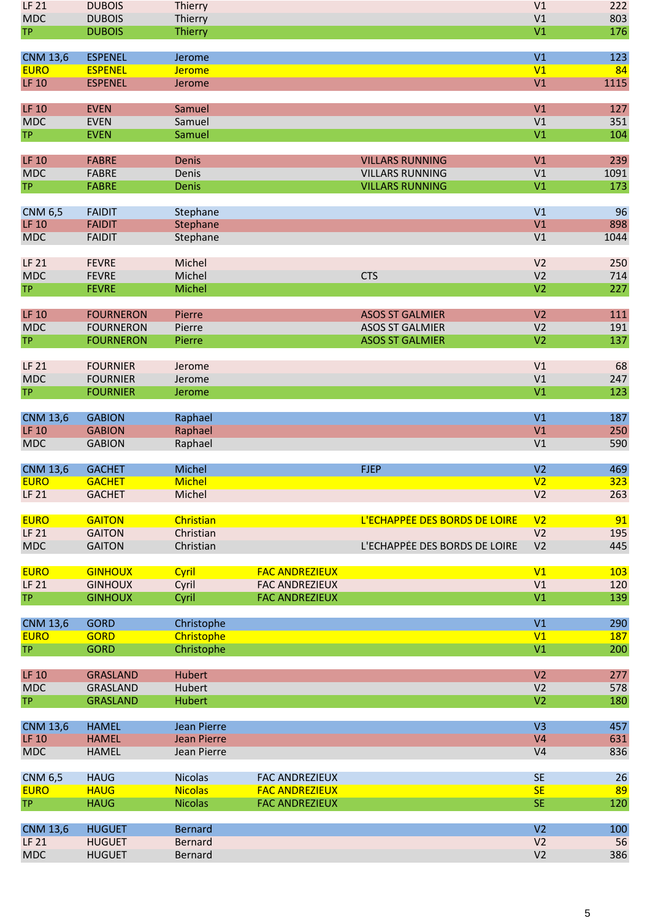| | | | | | | |
|---|---|---|---|---|---|---|
| LF 21 | DUBOIS | Thierry | | | V1 | 222 |
| MDC | DUBOIS | Thierry | | | V1 | 803 |
| TP | DUBOIS | Thierry | | | V1 | 176 |
| | | | | | | |
| CNM 13,6 | ESPENEL | Jerome | | | V1 | 123 |
| EURO | ESPENEL | Jerome | | | V1 | 84 |
| LF 10 | ESPENEL | Jerome | | | V1 | 1115 |
| | | | | | | |
| LF 10 | EVEN | Samuel | | | V1 | 127 |
| MDC | EVEN | Samuel | | | V1 | 351 |
| TP | EVEN | Samuel | | | V1 | 104 |
| | | | | | | |
| LF 10 | FABRE | Denis | | VILLARS RUNNING | V1 | 239 |
| MDC | FABRE | Denis | | VILLARS RUNNING | V1 | 1091 |
| TP | FABRE | Denis | | VILLARS RUNNING | V1 | 173 |
| | | | | | | |
| CNM 6,5 | FAIDIT | Stephane | | | V1 | 96 |
| LF 10 | FAIDIT | Stephane | | | V1 | 898 |
| MDC | FAIDIT | Stephane | | | V1 | 1044 |
| | | | | | | |
| LF 21 | FEVRE | Michel | | | V2 | 250 |
| MDC | FEVRE | Michel | | CTS | V2 | 714 |
| TP | FEVRE | Michel | | | V2 | 227 |
| | | | | | | |
| LF 10 | FOURNERON | Pierre | | ASOS ST GALMIER | V2 | 111 |
| MDC | FOURNERON | Pierre | | ASOS ST GALMIER | V2 | 191 |
| TP | FOURNERON | Pierre | | ASOS ST GALMIER | V2 | 137 |
| | | | | | | |
| LF 21 | FOURNIER | Jerome | | | V1 | 68 |
| MDC | FOURNIER | Jerome | | | V1 | 247 |
| TP | FOURNIER | Jerome | | | V1 | 123 |
| | | | | | | |
| CNM 13,6 | GABION | Raphael | | | V1 | 187 |
| LF 10 | GABION | Raphael | | | V1 | 250 |
| MDC | GABION | Raphael | | | V1 | 590 |
| | | | | | | |
| CNM 13,6 | GACHET | Michel | | FJEP | V2 | 469 |
| EURO | GACHET | Michel | | | V2 | 323 |
| LF 21 | GACHET | Michel | | | V2 | 263 |
| | | | | | | |
| EURO | GAITON | Christian | | L'ECHAPPÉE DES BORDS DE LOIRE | V2 | 91 |
| LF 21 | GAITON | Christian | | | V2 | 195 |
| MDC | GAITON | Christian | | L'ECHAPPÉE DES BORDS DE LOIRE | V2 | 445 |
| | | | | | | |
| EURO | GINHOUX | Cyril | FAC ANDREZIEUX | | V1 | 103 |
| LF 21 | GINHOUX | Cyril | FAC ANDREZIEUX | | V1 | 120 |
| TP | GINHOUX | Cyril | FAC ANDREZIEUX | | V1 | 139 |
| | | | | | | |
| CNM 13,6 | GORD | Christophe | | | V1 | 290 |
| EURO | GORD | Christophe | | | V1 | 187 |
| TP | GORD | Christophe | | | V1 | 200 |
| | | | | | | |
| LF 10 | GRASLAND | Hubert | | | V2 | 277 |
| MDC | GRASLAND | Hubert | | | V2 | 578 |
| TP | GRASLAND | Hubert | | | V2 | 180 |
| | | | | | | |
| CNM 13,6 | HAMEL | Jean Pierre | | | V3 | 457 |
| LF 10 | HAMEL | Jean Pierre | | | V4 | 631 |
| MDC | HAMEL | Jean Pierre | | | V4 | 836 |
| | | | | | | |
| CNM 6,5 | HAUG | Nicolas | FAC ANDREZIEUX | | SE | 26 |
| EURO | HAUG | Nicolas | FAC ANDREZIEUX | | SE | 89 |
| TP | HAUG | Nicolas | FAC ANDREZIEUX | | SE | 120 |
| | | | | | | |
| CNM 13,6 | HUGUET | Bernard | | | V2 | 100 |
| LF 21 | HUGUET | Bernard | | | V2 | 56 |
| MDC | HUGUET | Bernard | | | V2 | 386 |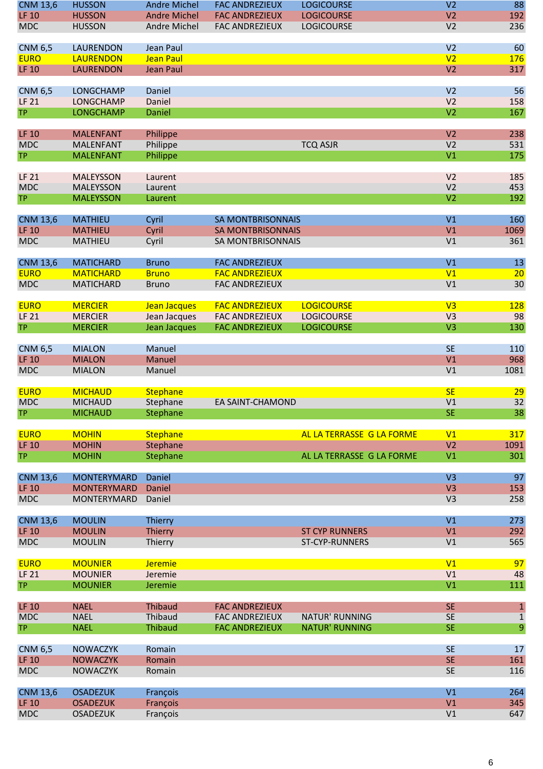| | | | | | | |
|---|---|---|---|---|---|---|
| CNM 13,6 | HUSSON | Andre Michel | FAC ANDREZIEUX | LOGICOURSE | V2 | 88 |
| LF 10 | HUSSON | Andre Michel | FAC ANDREZIEUX | LOGICOURSE | V2 | 192 |
| MDC | HUSSON | Andre Michel | FAC ANDREZIEUX | LOGICOURSE | V2 | 236 |
| | | | | | | |
| CNM 6,5 | LAURENDON | Jean Paul | | | V2 | 60 |
| EURO | LAURENDON | Jean Paul | | | V2 | 176 |
| LF 10 | LAURENDON | Jean Paul | | | V2 | 317 |
| | | | | | | |
| CNM 6,5 | LONGCHAMP | Daniel | | | V2 | 56 |
| LF 21 | LONGCHAMP | Daniel | | | V2 | 158 |
| TP | LONGCHAMP | Daniel | | | V2 | 167 |
| | | | | | | |
| LF 10 | MALENFANT | Philippe | | | V2 | 238 |
| MDC | MALENFANT | Philippe | | TCQ ASJR | V2 | 531 |
| TP | MALENFANT | Philippe | | | V1 | 175 |
| | | | | | | |
| LF 21 | MALEYSSON | Laurent | | | V2 | 185 |
| MDC | MALEYSSON | Laurent | | | V2 | 453 |
| TP | MALEYSSON | Laurent | | | V2 | 192 |
| | | | | | | |
| CNM 13,6 | MATHIEU | Cyril | SA MONTBRISONNAIS | | V1 | 160 |
| LF 10 | MATHIEU | Cyril | SA MONTBRISONNAIS | | V1 | 1069 |
| MDC | MATHIEU | Cyril | SA MONTBRISONNAIS | | V1 | 361 |
| | | | | | | |
| CNM 13,6 | MATICHARD | Bruno | FAC ANDREZIEUX | | V1 | 13 |
| EURO | MATICHARD | Bruno | FAC ANDREZIEUX | | V1 | 20 |
| MDC | MATICHARD | Bruno | FAC ANDREZIEUX | | V1 | 30 |
| | | | | | | |
| EURO | MERCIER | Jean Jacques | FAC ANDREZIEUX | LOGICOURSE | V3 | 128 |
| LF 21 | MERCIER | Jean Jacques | FAC ANDREZIEUX | LOGICOURSE | V3 | 98 |
| TP | MERCIER | Jean Jacques | FAC ANDREZIEUX | LOGICOURSE | V3 | 130 |
| | | | | | | |
| CNM 6,5 | MIALON | Manuel | | | SE | 110 |
| LF 10 | MIALON | Manuel | | | V1 | 968 |
| MDC | MIALON | Manuel | | | V1 | 1081 |
| | | | | | | |
| EURO | MICHAUD | Stephane | | | SE | 29 |
| MDC | MICHAUD | Stephane | EA SAINT-CHAMOND | | V1 | 32 |
| TP | MICHAUD | Stephane | | | SE | 38 |
| | | | | | | |
| EURO | MOHIN | Stephane | | AL LA TERRASSE G LA FORME | V1 | 317 |
| LF 10 | MOHIN | Stephane | | | V2 | 1091 |
| TP | MOHIN | Stephane | | AL LA TERRASSE G LA FORME | V1 | 301 |
| | | | | | | |
| CNM 13,6 | MONTERYMARD | Daniel | | | V3 | 97 |
| LF 10 | MONTERYMARD | Daniel | | | V3 | 153 |
| MDC | MONTERYMARD | Daniel | | | V3 | 258 |
| | | | | | | |
| CNM 13,6 | MOULIN | Thierry | | | V1 | 273 |
| LF 10 | MOULIN | Thierry | | ST CYP RUNNERS | V1 | 292 |
| MDC | MOULIN | Thierry | | ST-CYP-RUNNERS | V1 | 565 |
| | | | | | | |
| EURO | MOUNIER | Jeremie | | | V1 | 97 |
| LF 21 | MOUNIER | Jeremie | | | V1 | 48 |
| TP | MOUNIER | Jeremie | | | V1 | 111 |
| | | | | | | |
| LF 10 | NAEL | Thibaud | FAC ANDREZIEUX | | SE | 1 |
| MDC | NAEL | Thibaud | FAC ANDREZIEUX | NATUR' RUNNING | SE | 1 |
| TP | NAEL | Thibaud | FAC ANDREZIEUX | NATUR' RUNNING | SE | 9 |
| | | | | | | |
| CNM 6,5 | NOWACZYK | Romain | | | SE | 17 |
| LF 10 | NOWACZYK | Romain | | | SE | 161 |
| MDC | NOWACZYK | Romain | | | SE | 116 |
| | | | | | | |
| CNM 13,6 | OSADEZUK | François | | | V1 | 264 |
| LF 10 | OSADEZUK | François | | | V1 | 345 |
| MDC | OSADEZUK | François | | | V1 | 647 |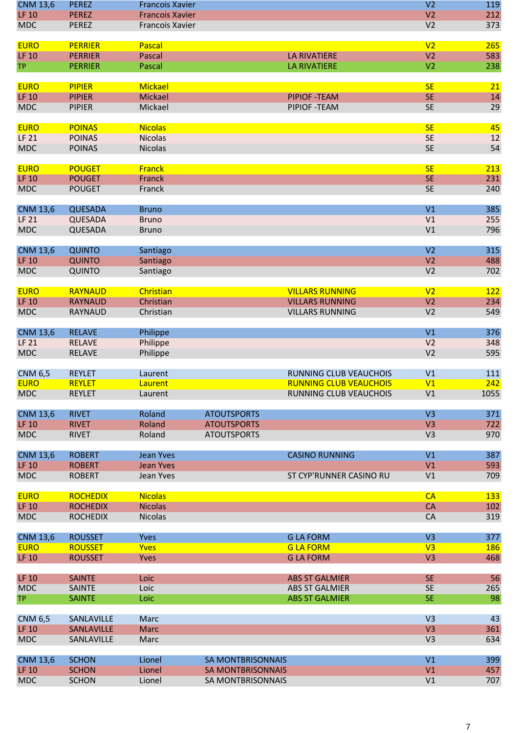| | | | | | | |
|---|---|---|---|---|---|---|
| CNM 13,6 | PEREZ | Francois Xavier | | | V2 | 119 |
| LF 10 | PEREZ | Francois Xavier | | | V2 | 212 |
| MDC | PEREZ | Francois Xavier | | | V2 | 373 |
| | | | | | | |
| EURO | PERRIER | Pascal | | | V2 | 265 |
| LF 10 | PERRIER | Pascal | | LA RIVATIÈRE | V2 | 583 |
| TP | PERRIER | Pascal | | LA RIVATIERE | V2 | 238 |
| | | | | | | |
| EURO | PIPIER | Mickael | | | SE | 21 |
| LF 10 | PIPIER | Mickael | | PIPIOF -TEAM | SE | 14 |
| MDC | PIPIER | Mickael | | PIPIOF -TEAM | SE | 29 |
| | | | | | | |
| EURO | POINAS | Nicolas | | | SE | 45 |
| LF 21 | POINAS | Nicolas | | | SE | 12 |
| MDC | POINAS | Nicolas | | | SE | 54 |
| | | | | | | |
| EURO | POUGET | Franck | | | SE | 213 |
| LF 10 | POUGET | Franck | | | SE | 231 |
| MDC | POUGET | Franck | | | SE | 240 |
| | | | | | | |
| CNM 13,6 | QUESADA | Bruno | | | V1 | 385 |
| LF 21 | QUESADA | Bruno | | | V1 | 255 |
| MDC | QUESADA | Bruno | | | V1 | 796 |
| | | | | | | |
| CNM 13,6 | QUINTO | Santiago | | | V2 | 315 |
| LF 10 | QUINTO | Santiago | | | V2 | 488 |
| MDC | QUINTO | Santiago | | | V2 | 702 |
| | | | | | | |
| EURO | RAYNAUD | Christian | | VILLARS RUNNING | V2 | 122 |
| LF 10 | RAYNAUD | Christian | | VILLARS RUNNING | V2 | 234 |
| MDC | RAYNAUD | Christian | | VILLARS RUNNING | V2 | 549 |
| | | | | | | |
| CNM 13,6 | RELAVE | Philippe | | | V1 | 376 |
| LF 21 | RELAVE | Philippe | | | V2 | 348 |
| MDC | RELAVE | Philippe | | | V2 | 595 |
| | | | | | | |
| CNM 6,5 | REYLET | Laurent | | RUNNING CLUB VEAUCHOIS | V1 | 111 |
| EURO | REYLET | Laurent | | RUNNING CLUB VEAUCHOIS | V1 | 242 |
| MDC | REYLET | Laurent | | RUNNING CLUB VEAUCHOIS | V1 | 1055 |
| | | | | | | |
| CNM 13,6 | RIVET | Roland | ATOUTSPORTS | | V3 | 371 |
| LF 10 | RIVET | Roland | ATOUTSPORTS | | V3 | 722 |
| MDC | RIVET | Roland | ATOUTSPORTS | | V3 | 970 |
| | | | | | | |
| CNM 13,6 | ROBERT | Jean Yves | | CASINO RUNNING | V1 | 387 |
| LF 10 | ROBERT | Jean Yves | | | V1 | 593 |
| MDC | ROBERT | Jean Yves | | ST CYP'RUNNER CASINO RU | V1 | 709 |
| | | | | | | |
| EURO | ROCHEDIX | Nicolas | | | CA | 133 |
| LF 10 | ROCHEDIX | Nicolas | | | CA | 102 |
| MDC | ROCHEDIX | Nicolas | | | CA | 319 |
| | | | | | | |
| CNM 13,6 | ROUSSET | Yves | | G LA FORM | V3 | 377 |
| EURO | ROUSSET | Yves | | G LA FORM | V3 | 186 |
| LF 10 | ROUSSET | Yves | | G LA FORM | V3 | 468 |
| | | | | | | |
| LF 10 | SAINTE | Loic | | ABS ST GALMIER | SE | 56 |
| MDC | SAINTE | Loic | | ABS ST GALMIER | SE | 265 |
| TP | SAINTE | Loic | | ABS ST GALMIER | SE | 98 |
| | | | | | | |
| CNM 6,5 | SANLAVILLE | Marc | | | V3 | 43 |
| LF 10 | SANLAVILLE | Marc | | | V3 | 361 |
| MDC | SANLAVILLE | Marc | | | V3 | 634 |
| | | | | | | |
| CNM 13,6 | SCHON | Lionel | SA MONTBRISONNAIS | | V1 | 399 |
| LF 10 | SCHON | Lionel | SA MONTBRISONNAIS | | V1 | 457 |
| MDC | SCHON | Lionel | SA MONTBRISONNAIS | | V1 | 707 |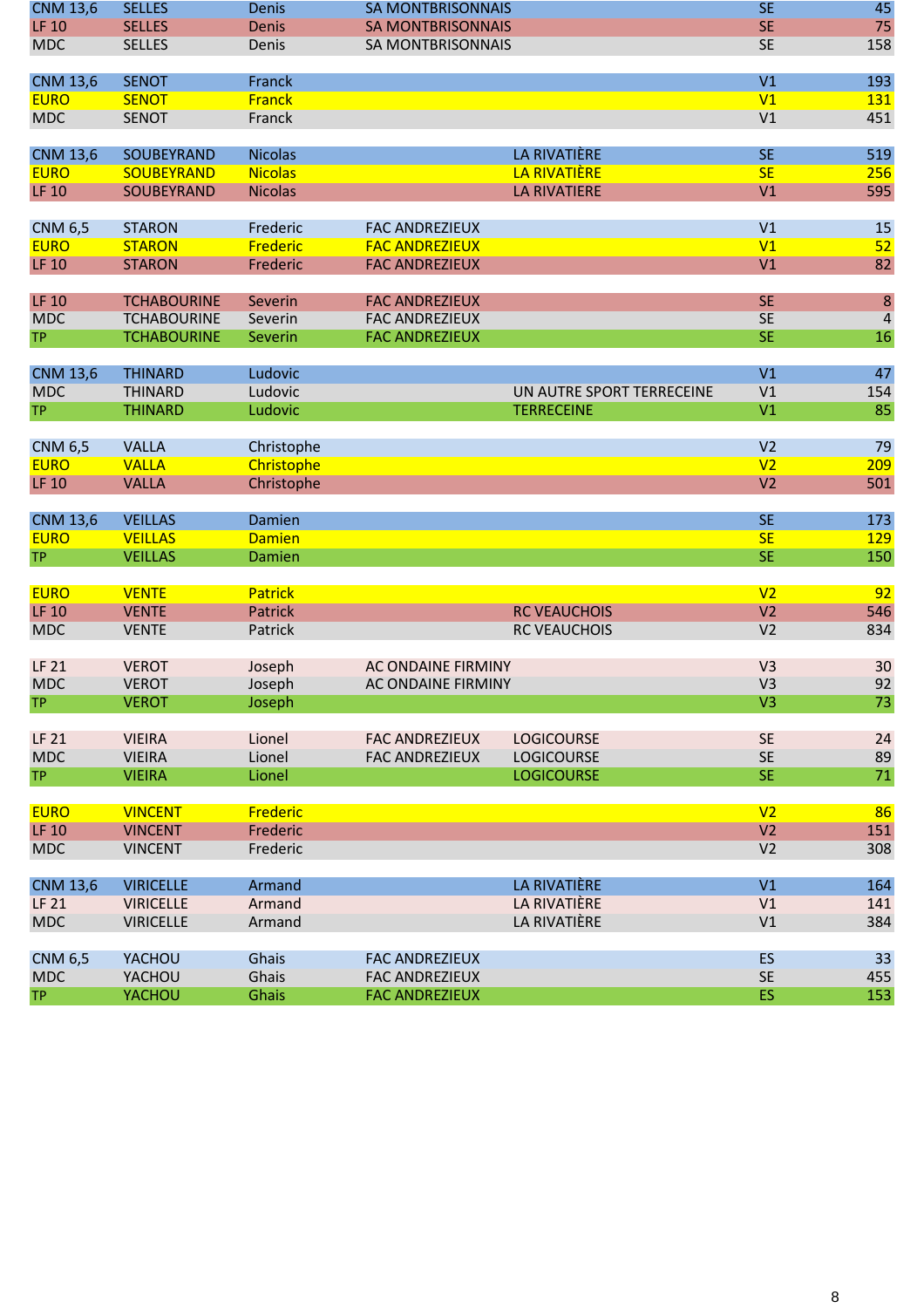| | | | | | | |
|---|---|---|---|---|---|---|
| CNM 13,6 | SELLES | Denis | SA MONTBRISONNAIS | | SE | 45 |
| LF 10 | SELLES | Denis | SA MONTBRISONNAIS | | SE | 75 |
| MDC | SELLES | Denis | SA MONTBRISONNAIS | | SE | 158 |
| | | | | | | |
| CNM 13,6 | SENOT | Franck | | | V1 | 193 |
| EURO | SENOT | Franck | | | V1 | 131 |
| MDC | SENOT | Franck | | | V1 | 451 |
| | | | | | | |
| CNM 13,6 | SOUBEYRAND | Nicolas | | LA RIVATIÈRE | SE | 519 |
| EURO | SOUBEYRAND | Nicolas | | LA RIVATIÈRE | SE | 256 |
| LF 10 | SOUBEYRAND | Nicolas | | LA RIVATIERE | V1 | 595 |
| | | | | | | |
| CNM 6,5 | STARON | Frederic | FAC ANDREZIEUX | | V1 | 15 |
| EURO | STARON | Frederic | FAC ANDREZIEUX | | V1 | 52 |
| LF 10 | STARON | Frederic | FAC ANDREZIEUX | | V1 | 82 |
| | | | | | | |
| LF 10 | TCHABOURINE | Severin | FAC ANDREZIEUX | | SE | 8 |
| MDC | TCHABOURINE | Severin | FAC ANDREZIEUX | | SE | 4 |
| TP | TCHABOURINE | Severin | FAC ANDREZIEUX | | SE | 16 |
| | | | | | | |
| CNM 13,6 | THINARD | Ludovic | | | V1 | 47 |
| MDC | THINARD | Ludovic | | UN AUTRE SPORT TERRECEINE | V1 | 154 |
| TP | THINARD | Ludovic | | TERRECEINE | V1 | 85 |
| | | | | | | |
| CNM 6,5 | VALLA | Christophe | | | V2 | 79 |
| EURO | VALLA | Christophe | | | V2 | 209 |
| LF 10 | VALLA | Christophe | | | V2 | 501 |
| | | | | | | |
| CNM 13,6 | VEILLAS | Damien | | | SE | 173 |
| EURO | VEILLAS | Damien | | | SE | 129 |
| TP | VEILLAS | Damien | | | SE | 150 |
| | | | | | | |
| EURO | VENTE | Patrick | | | V2 | 92 |
| LF 10 | VENTE | Patrick | | RC VEAUCHOIS | V2 | 546 |
| MDC | VENTE | Patrick | | RC VEAUCHOIS | V2 | 834 |
| | | | | | | |
| LF 21 | VEROT | Joseph | AC ONDAINE FIRMINY | | V3 | 30 |
| MDC | VEROT | Joseph | AC ONDAINE FIRMINY | | V3 | 92 |
| TP | VEROT | Joseph | | | V3 | 73 |
| | | | | | | |
| LF 21 | VIEIRA | Lionel | FAC ANDREZIEUX | LOGICOURSE | SE | 24 |
| MDC | VIEIRA | Lionel | FAC ANDREZIEUX | LOGICOURSE | SE | 89 |
| TP | VIEIRA | Lionel | | LOGICOURSE | SE | 71 |
| | | | | | | |
| EURO | VINCENT | Frederic | | | V2 | 86 |
| LF 10 | VINCENT | Frederic | | | V2 | 151 |
| MDC | VINCENT | Frederic | | | V2 | 308 |
| | | | | | | |
| CNM 13,6 | VIRICELLE | Armand | | LA RIVATIÈRE | V1 | 164 |
| LF 21 | VIRICELLE | Armand | | LA RIVATIÈRE | V1 | 141 |
| MDC | VIRICELLE | Armand | | LA RIVATIÈRE | V1 | 384 |
| | | | | | | |
| CNM 6,5 | YACHOU | Ghais | FAC ANDREZIEUX | | ES | 33 |
| MDC | YACHOU | Ghais | FAC ANDREZIEUX | | SE | 455 |
| TP | YACHOU | Ghais | FAC ANDREZIEUX | | ES | 153 |